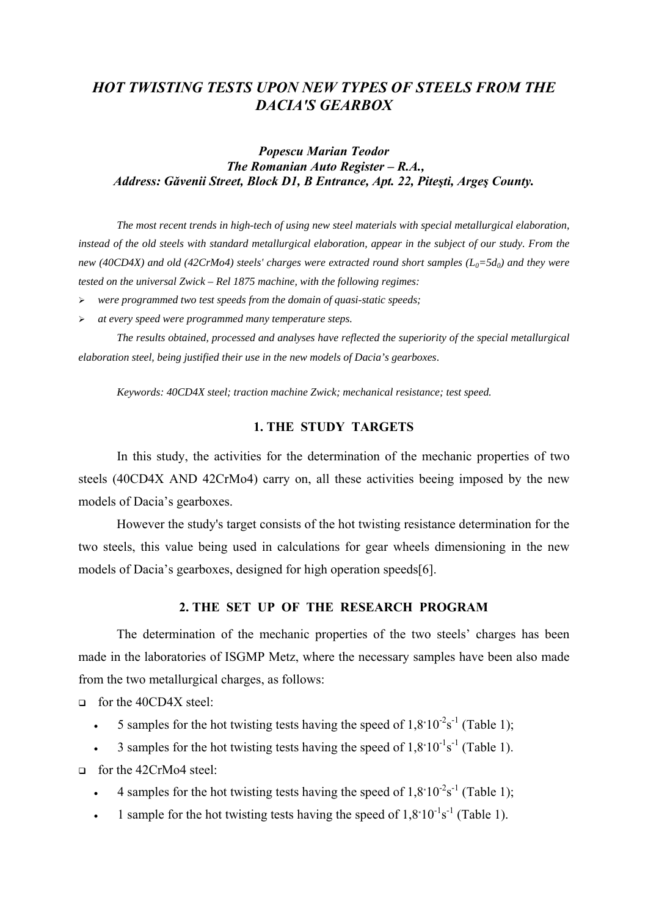# *HOT TWISTING TESTS UPON NEW TYPES OF STEELS FROM THE DACIA'S GEARBOX*

***Popescu Marian Teodor***
***The Romanian Auto Register – R.A.,***
***Address: Găvenii Street, Block D1, B Entrance, Apt. 22, Piteşti, Argeş County.***

*The most recent trends in high-tech of using new steel materials with special metallurgical elaboration, instead of the old steels with standard metallurgical elaboration, appear in the subject of our study. From the new (40CD4X) and old (42CrMo4) steels' charges were extracted round short samples ($L_0=5d_0$) and they were tested on the universal Zwick – Rel 1875 machine, with the following regimes:*

- *were programmed two test speeds from the domain of quasi-static speeds;*
- *at every speed were programmed many temperature steps.*

*The results obtained, processed and analyses have reflected the superiority of the special metallurgical elaboration steel, being justified their use in the new models of Dacia's gearboxes.*

*Keywords: 40CD4X steel; traction machine Zwick; mechanical resistance; test speed.*

## 1. THE STUDY TARGETS

In this study, the activities for the determination of the mechanic properties of two steels (40CD4X AND 42CrMo4) carry on, all these activities beeing imposed by the new models of Dacia's gearboxes.

However the study's target consists of the hot twisting resistance determination for the two steels, this value being used in calculations for gear wheels dimensioning in the new models of Dacia's gearboxes, designed for high operation speeds[6].

## 2. THE SET UP OF THE RESEARCH PROGRAM

The determination of the mechanic properties of the two steels' charges has been made in the laboratories of ISGMP Metz, where the necessary samples have been also made from the two metallurgical charges, as follows:

- for the 40CD4X steel:
  - 5 samples for the hot twisting tests having the speed of $1{,}8 \cdot 10^{-2} s^{-1}$ (Table 1);
  - 3 samples for the hot twisting tests having the speed of $1{,}8 \cdot 10^{-1} s^{-1}$ (Table 1).
- for the 42CrMo4 steel:
  - 4 samples for the hot twisting tests having the speed of $1{,}8 \cdot 10^{-2} s^{-1}$ (Table 1);
  - 1 sample for the hot twisting tests having the speed of $1{,}8 \cdot 10^{-1} s^{-1}$ (Table 1).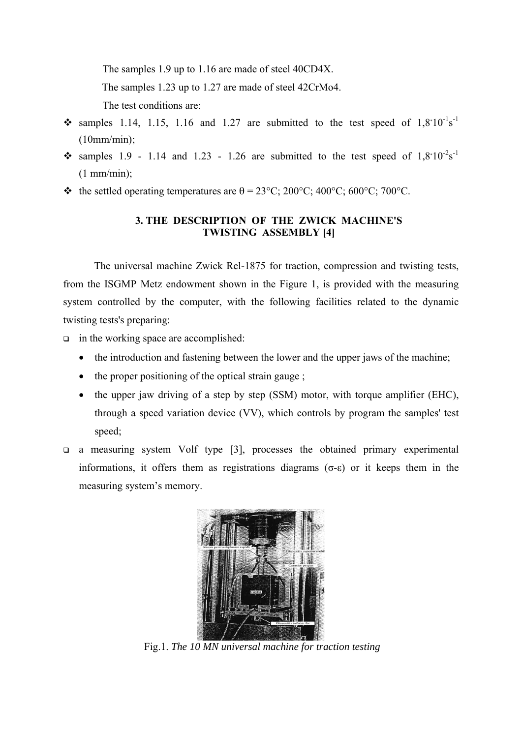The samples 1.9 up to 1.16 are made of steel 40CD4X.

The samples 1.23 up to 1.27 are made of steel 42CrMo4.

The test conditions are:

- samples 1.14, 1.15, 1.16 and 1.27 are submitted to the test speed of $1{,}8 \cdot 10^{-1} s^{-1}$ (10mm/min);
- samples 1.9 - 1.14 and 1.23 - 1.26 are submitted to the test speed of $1{,}8 \cdot 10^{-2} s^{-1}$ (1 mm/min);
- the settled operating temperatures are θ = 23°C; 200°C; 400°C; 600°C; 700°C.

## 3. THE DESCRIPTION OF THE ZWICK MACHINE'S TWISTING ASSEMBLY [4]

The universal machine Zwick Rel-1875 for traction, compression and twisting tests, from the ISGMP Metz endowment shown in the Figure 1, is provided with the measuring system controlled by the computer, with the following facilities related to the dynamic twisting tests's preparing:

- in the working space are accomplished:
  - the introduction and fastening between the lower and the upper jaws of the machine;
  - the proper positioning of the optical strain gauge ;
  - the upper jaw driving of a step by step (SSM) motor, with torque amplifier (EHC), through a speed variation device (VV), which controls by program the samples' test speed;
- a measuring system Volf type [3], processes the obtained primary experimental informations, it offers them as registrations diagrams (σ-ε) or it keeps them in the measuring system's memory.

Fig.1. *The 10 MN universal machine for traction testing*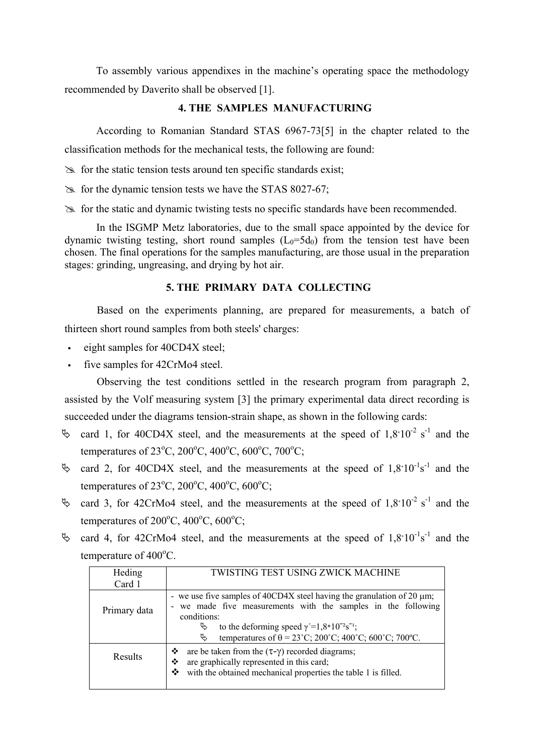To assembly various appendixes in the machine's operating space the methodology recommended by Daverito shall be observed [1].

## 4. THE SAMPLES MANUFACTURING

According to Romanian Standard STAS 6967-73[5] in the chapter related to the classification methods for the mechanical tests, the following are found:

- for the static tension tests around ten specific standards exist;
- for the dynamic tension tests we have the STAS 8027-67;
- for the static and dynamic twisting tests no specific standards have been recommended.

In the ISGMP Metz laboratories, due to the small space appointed by the device for dynamic twisting testing, short round samples ($L_0=5d_0$) from the tension test have been chosen. The final operations for the samples manufacturing, are those usual in the preparation stages: grinding, ungreasing, and drying by hot air.

## 5. THE PRIMARY DATA COLLECTING

Based on the experiments planning, are prepared for measurements, a batch of thirteen short round samples from both steels' charges:

- eight samples for 40CD4X steel;
- five samples for 42CrMo4 steel.

Observing the test conditions settled in the research program from paragraph 2, assisted by the Volf measuring system [3] the primary experimental data direct recording is succeeded under the diagrams tension-strain shape, as shown in the following cards:

- card 1, for 40CD4X steel, and the measurements at the speed of $1{,}8\cdot10^{-2}$ $s^{-1}$ and the temperatures of 23°C, 200°C, 400°C, 600°C, 700°C;
- card 2, for 40CD4X steel, and the measurements at the speed of $1{,}8\cdot10^{-1}s^{-1}$ and the temperatures of 23°C, 200°C, 400°C, 600°C;
- card 3, for 42CrMo4 steel, and the measurements at the speed of $1{,}8\cdot10^{-2}$ $s^{-1}$ and the temperatures of 200°C, 400°C, 600°C;
- card 4, for 42CrMo4 steel, and the measurements at the speed of $1{,}8\cdot10^{-1}s^{-1}$ and the temperature of 400°C.

| Heding<br>Card 1 | TWISTING TEST USING ZWICK MACHINE |
|---|---|
| Primary data | - we use five samples of 40CD4X steel having the granulation of 20 μm;<br>- we made five measurements with the samples in the following conditions:<br>  - to the deforming speed $\gamma'=1{,}8*10^{-2}s^{-1}$;<br>  - temperatures of $\theta$ = 23˚C; 200˚C; 400˚C; 600˚C; 700ºC. |
| Results | - are be taken from the ($\tau$-$\gamma$) recorded diagrams;<br>- are graphically represented in this card;<br>- with the obtained mechanical properties the table 1 is filled. |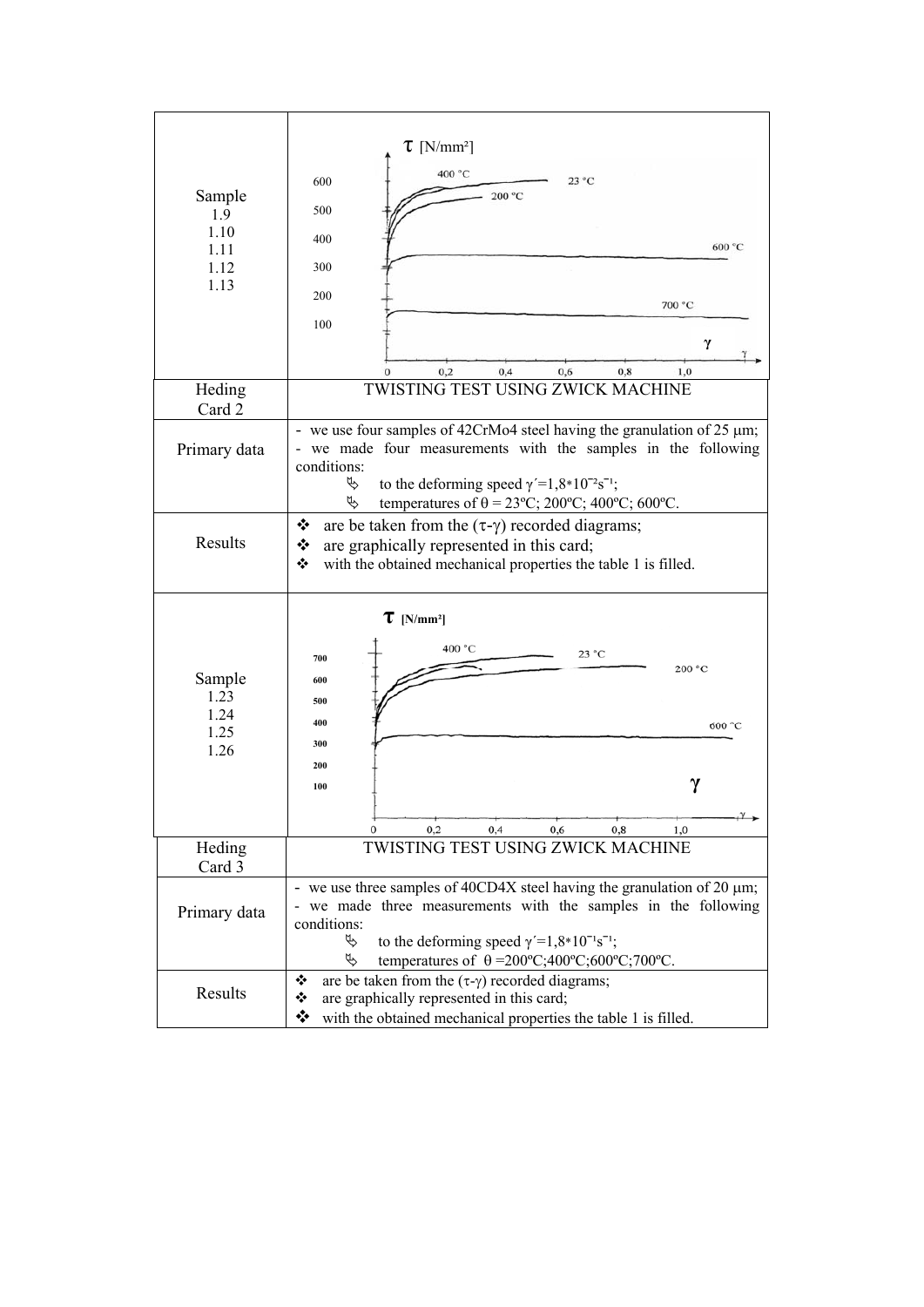| Sample<br>1.9<br>1.10<br>1.11<br>1.12<br>1.13 | $\tau$ [N/mm²] — 600, 500, 400, 300, 200, 100; curves: 400 °C, 23 °C, 200 °C, 600 °C, 700 °C; $\gamma$: 0, 0,2, 0,4, 0,6, 0,8, 1,0 |
|---|---|
| Heding<br>Card 2 | TWISTING TEST USING ZWICK MACHINE |
| Primary data | - we use four samples of 42CrMo4 steel having the granulation of 25 μm;<br>- we made four measurements with the samples in the following conditions:<br>↳ to the deforming speed $\gamma' = 1,8 * 10^{-2} s^{-1}$;<br>↳ temperatures of $\theta$ = 23ºC; 200ºC; 400ºC; 600ºC. |
| Results | ❖ are be taken from the ($\tau$-$\gamma$) recorded diagrams;<br>❖ are graphically represented in this card;<br>❖ with the obtained mechanical properties the table 1 is filled. |
| Sample<br>1.23<br>1.24<br>1.25<br>1.26 | $\tau$ [N/mm²] — 700, 600, 500, 400, 300, 200, 100; curves: 400 °C, 23 °C, 200 °C, 600 °C; $\gamma$: 0, 0,2, 0,4, 0,6, 0,8, 1,0 |
| Heding<br>Card 3 | TWISTING TEST USING ZWICK MACHINE |
| Primary data | - we use three samples of 40CD4X steel having the granulation of 20 μm;<br>- we made three measurements with the samples in the following conditions:<br>↳ to the deforming speed $\gamma' = 1,8 * 10^{-1} s^{-1}$;<br>↳ temperatures of $\theta$ =200ºC;400ºC;600ºC;700ºC. |
| Results | ❖ are be taken from the ($\tau$-$\gamma$) recorded diagrams;<br>❖ are graphically represented in this card;<br>❖ with the obtained mechanical properties the table 1 is filled. |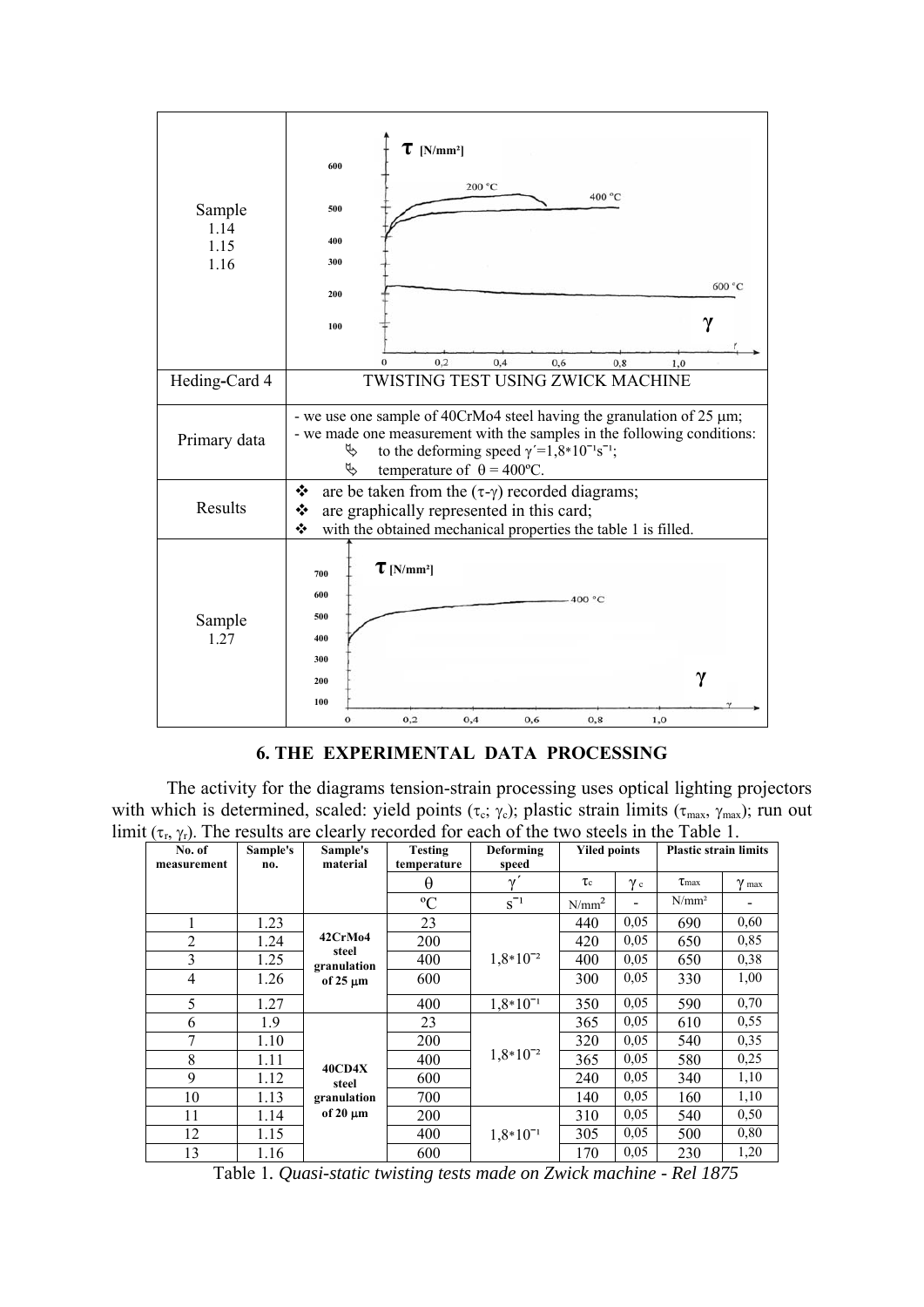| | |
|---|---|
| Sample 1.14 1.15 1.16 | |
| Heding-Card 4 | TWISTING TEST USING ZWICK MACHINE |
| Primary data | - we use one sample of 40CrMo4 steel having the granulation of 25 μm; - we made one measurement with the samples in the following conditions: ✎ to the deforming speed $\gamma' = 1{,}8 \cdot 10^{-1} s^{-1}$; ✎ temperature of $\theta = 400$ºC. |
| Results | ❖ are be taken from the ($\tau$-$\gamma$) recorded diagrams; ❖ are graphically represented in this card; ❖ with the obtained mechanical properties the table 1 is filled. |
| Sample 1.27 | |

## 6. THE EXPERIMENTAL DATA PROCESSING

The activity for the diagrams tension-strain processing uses optical lighting projectors with which is determined, scaled: yield points ($\tau_c$; $\gamma_c$); plastic strain limits ($\tau_{max}$, $\gamma_{max}$); run out limit ($\tau_r$, $\gamma_r$). The results are clearly recorded for each of the two steels in the Table 1.

| No. of measurement | Sample's no. | Sample's material | Testing temperature | Deforming speed | Yiled points | | Plastic strain limits | |
|---|---|---|---|---|---|---|---|---|
| | | | $\theta$ | $\gamma'$ | $\tau_c$ | $\gamma_c$ | $\tau_{max}$ | $\gamma_{max}$ |
| | | | ºC | $s^{-1}$ | N/mm² | - | N/mm² | - |
| 1 | 1.23 | 42CrMo4 steel granulation of 25 μm | 23 | $1{,}8 \cdot 10^{-2}$ | 440 | 0,05 | 690 | 0,60 |
| 2 | 1.24 | | 200 | | 420 | 0,05 | 650 | 0,85 |
| 3 | 1.25 | | 400 | | 400 | 0,05 | 650 | 0,38 |
| 4 | 1.26 | | 600 | | 300 | 0,05 | 330 | 1,00 |
| 5 | 1.27 | | 400 | $1{,}8 \cdot 10^{-1}$ | 350 | 0,05 | 590 | 0,70 |
| 6 | 1.9 | 40CD4X steel granulation of 20 μm | 23 | $1{,}8 \cdot 10^{-2}$ | 365 | 0,05 | 610 | 0,55 |
| 7 | 1.10 | | 200 | | 320 | 0,05 | 540 | 0,35 |
| 8 | 1.11 | | 400 | | 365 | 0,05 | 580 | 0,25 |
| 9 | 1.12 | | 600 | | 240 | 0,05 | 340 | 1,10 |
| 10 | 1.13 | | 700 | | 140 | 0,05 | 160 | 1,10 |
| 11 | 1.14 | | 200 | $1{,}8 \cdot 10^{-1}$ | 310 | 0,05 | 540 | 0,50 |
| 12 | 1.15 | | 400 | | 305 | 0,05 | 500 | 0,80 |
| 13 | 1.16 | | 600 | | 170 | 0,05 | 230 | 1,20 |

Table 1. *Quasi-static twisting tests made on Zwick machine - Rel 1875*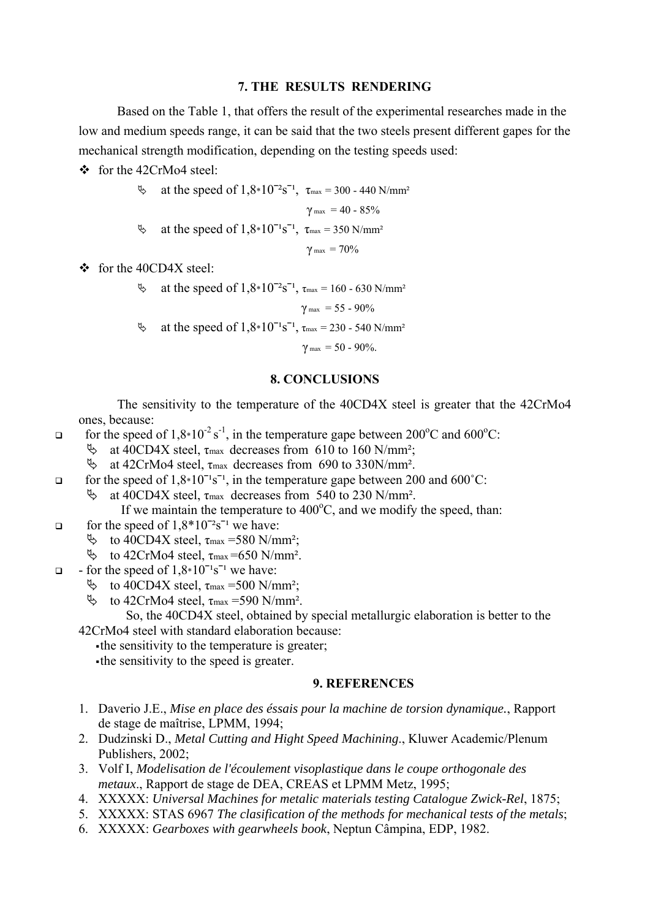## 7. THE RESULTS RENDERING

Based on the Table 1, that offers the result of the experimental researches made in the low and medium speeds range, it can be said that the two steels present different gapes for the mechanical strength modification, depending on the testing speeds used:

- for the 42CrMo4 steel:
  - at the speed of $1{,}8 * 10^{-2} s^{-1}$, $\tau_{max}$ = 300 - 440 N/mm²
    $\gamma_{max}$ = 40 - 85%
  - at the speed of $1{,}8 * 10^{-1} s^{-1}$, $\tau_{max}$ = 350 N/mm²
    $\gamma_{max}$ = 70%
- for the 40CD4X steel:
  - at the speed of $1{,}8 * 10^{-2} s^{-1}$, $\tau_{max}$ = 160 - 630 N/mm²
    $\gamma_{max}$ = 55 - 90%
  - at the speed of $1{,}8 * 10^{-1} s^{-1}$, $\tau_{max}$ = 230 - 540 N/mm²
    $\gamma_{max}$ = 50 - 90%.

## 8. CONCLUSIONS

The sensitivity to the temperature of the 40CD4X steel is greater that the 42CrMo4 ones, because:

- for the speed of $1{,}8 * 10^{-2} s^{-1}$, in the temperature gape between 200°C and 600°C:
  - at 40CD4X steel, $\tau_{max}$ decreases from 610 to 160 N/mm²;
  - at 42CrMo4 steel, $\tau_{max}$ decreases from 690 to 330N/mm².
- for the speed of $1{,}8 * 10^{-1} s^{-1}$, in the temperature gape between 200 and 600˚C:
  - at 40CD4X steel, $\tau_{max}$ decreases from 540 to 230 N/mm².

If we maintain the temperature to 400°C, and we modify the speed, than:

- for the speed of $1{,}8 * 10^{-2} s^{-1}$ we have:
  - to 40CD4X steel, $\tau_{max}$ =580 N/mm²;
  - to 42CrMo4 steel, $\tau_{max}$ =650 N/mm².
- - for the speed of $1{,}8 * 10^{-1} s^{-1}$ we have:
  - to 40CD4X steel, $\tau_{max}$ =500 N/mm²;
  - to 42CrMo4 steel, $\tau_{max}$ =590 N/mm².

So, the 40CD4X steel, obtained by special metallurgic elaboration is better to the 42CrMo4 steel with standard elaboration because:

- the sensitivity to the temperature is greater;
- the sensitivity to the speed is greater.

## 9. REFERENCES

1. Daverio J.E., *Mise en place des éssais pour la machine de torsion dynamique.*, Rapport de stage de maîtrise, LPMM, 1994;
2. Dudzinski D., *Metal Cutting and Hight Speed Machining*., Kluwer Academic/Plenum Publishers, 2002;
3. Volf I, *Modelisation de l'écoulement visoplastique dans le coupe orthogonale des metaux*., Rapport de stage de DEA, CREAS et LPMM Metz, 1995;
4. XXXXX: *Universal Machines for metalic materials testing Catalogue Zwick-Rel*, 1875;
5. XXXXX: STAS 6967 *The clasification of the methods for mechanical tests of the metals*;
6. XXXXX: *Gearboxes with gearwheels book*, Neptun Câmpina, EDP, 1982.